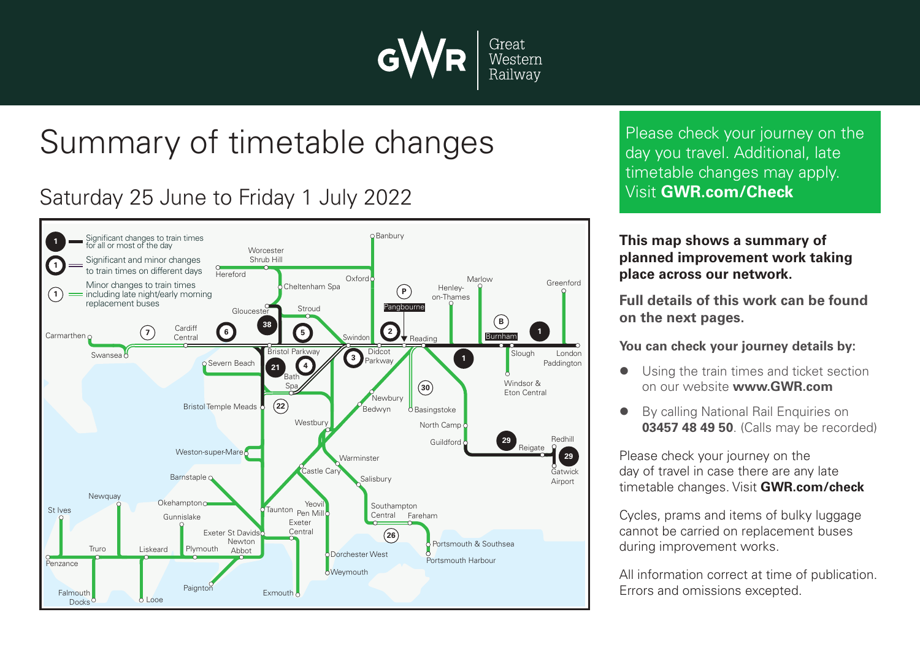Great Western Railway

# Summary of timetable changes

## Saturday 25 June to Friday 1 July 2022

**Key:**

- 1 — Significant changes to train times for all or most of the day
- 1 — Significant and minor changes to train times on different days
- 1 — Minor changes to train times including late night/early morning replacement buses

Banbury, Worcester Shrub Hill, Hereford, Oxford, Cheltenham Spa, Marlow, Henley-on-Thames, Greenford, Gloucester, Stroud, Pangbourne, Burnham, Carmarthen, Cardiff Central, Swindon, Reading, Swansea, Bristol Parkway, Didcot Parkway, Slough, London Paddington, Severn Beach, Bath Spa, Windsor & Eton Central, Newbury, Bristol Temple Meads, Bedwyn, Basingstoke, Westbury, North Camp, Guildford, Redhill, Reigate, Weston-super-Mare, Warminster, Gatwick Airport, Castle Cary, Barnstaple, Salisbury, Newquay, Okehampton, Yeovil Pen Mill, Southampton Central, Fareham, St Ives, Taunton, Gunnislake, Exeter Central, Exeter St Davids, Newton Abbot, Portsmouth & Southsea, Truro, Liskeard, Plymouth, Dorchester West, Portsmouth Harbour, Penzance, Weymouth, Paignton, Exmouth, Falmouth Docks, Looe

Please check your journey on the day you travel. Additional, late timetable changes may apply. Visit **GWR.com/Check**

**This map shows a summary of planned improvement work taking place across our network.**

**Full details of this work can be found on the next pages.**

**You can check your journey details by:**

- Using the train times and ticket section on our website **www.GWR.com**
- By calling National Rail Enquiries on **03457 48 49 50**. (Calls may be recorded)

Please check your journey on the day of travel in case there are any late timetable changes. Visit **GWR.com/check**

Cycles, prams and items of bulky luggage cannot be carried on replacement buses during improvement works.

All information correct at time of publication. Errors and omissions excepted.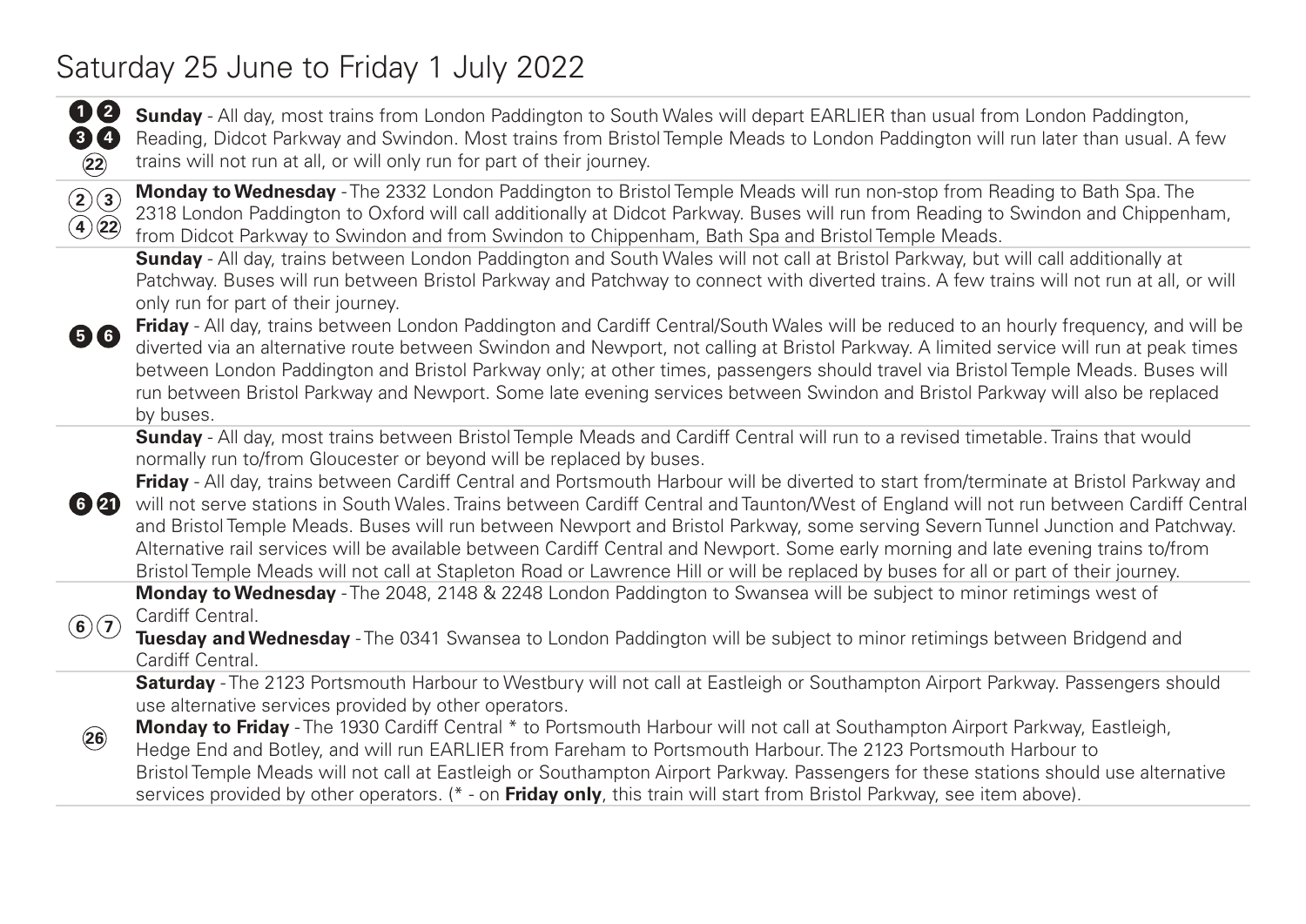# Saturday 25 June to Friday 1 July 2022

| Routes | Details |
|---|---|
| 1 2 3 4 22 | **Sunday** - All day, most trains from London Paddington to South Wales will depart EARLIER than usual from London Paddington, Reading, Didcot Parkway and Swindon. Most trains from Bristol Temple Meads to London Paddington will run later than usual. A few trains will not run at all, or will only run for part of their journey. |
| 2 3 4 22 | **Monday to Wednesday** - The 2332 London Paddington to Bristol Temple Meads will run non-stop from Reading to Bath Spa. The 2318 London Paddington to Oxford will call additionally at Didcot Parkway. Buses will run from Reading to Swindon and Chippenham, from Didcot Parkway to Swindon and from Swindon to Chippenham, Bath Spa and Bristol Temple Meads. |
| 5 6 | **Sunday** - All day, trains between London Paddington and South Wales will not call at Bristol Parkway, but will call additionally at Patchway. Buses will run between Bristol Parkway and Patchway to connect with diverted trains. A few trains will not run at all, or will only run for part of their journey.<br>**Friday** - All day, trains between London Paddington and Cardiff Central/South Wales will be reduced to an hourly frequency, and will be diverted via an alternative route between Swindon and Newport, not calling at Bristol Parkway. A limited service will run at peak times between London Paddington and Bristol Parkway only; at other times, passengers should travel via Bristol Temple Meads. Buses will run between Bristol Parkway and Newport. Some late evening services between Swindon and Bristol Parkway will also be replaced by buses. |
| 6 21 | **Sunday** - All day, most trains between Bristol Temple Meads and Cardiff Central will run to a revised timetable. Trains that would normally run to/from Gloucester or beyond will be replaced by buses.<br>**Friday** - All day, trains between Cardiff Central and Portsmouth Harbour will be diverted to start from/terminate at Bristol Parkway and will not serve stations in South Wales. Trains between Cardiff Central and Taunton/West of England will not run between Cardiff Central and Bristol Temple Meads. Buses will run between Newport and Bristol Parkway, some serving Severn Tunnel Junction and Patchway. Alternative rail services will be available between Cardiff Central and Newport. Some early morning and late evening trains to/from Bristol Temple Meads will not call at Stapleton Road or Lawrence Hill or will be replaced by buses for all or part of their journey. |
| 6 7 | **Monday to Wednesday** - The 2048, 2148 & 2248 London Paddington to Swansea will be subject to minor retimings west of Cardiff Central.<br>**Tuesday and Wednesday** - The 0341 Swansea to London Paddington will be subject to minor retimings between Bridgend and Cardiff Central. |
| 26 | **Saturday** - The 2123 Portsmouth Harbour to Westbury will not call at Eastleigh or Southampton Airport Parkway. Passengers should use alternative services provided by other operators.<br>**Monday to Friday** - The 1930 Cardiff Central * to Portsmouth Harbour will not call at Southampton Airport Parkway, Eastleigh, Hedge End and Botley, and will run EARLIER from Fareham to Portsmouth Harbour. The 2123 Portsmouth Harbour to Bristol Temple Meads will not call at Eastleigh or Southampton Airport Parkway. Passengers for these stations should use alternative services provided by other operators. (* - on **Friday only**, this train will start from Bristol Parkway, see item above). |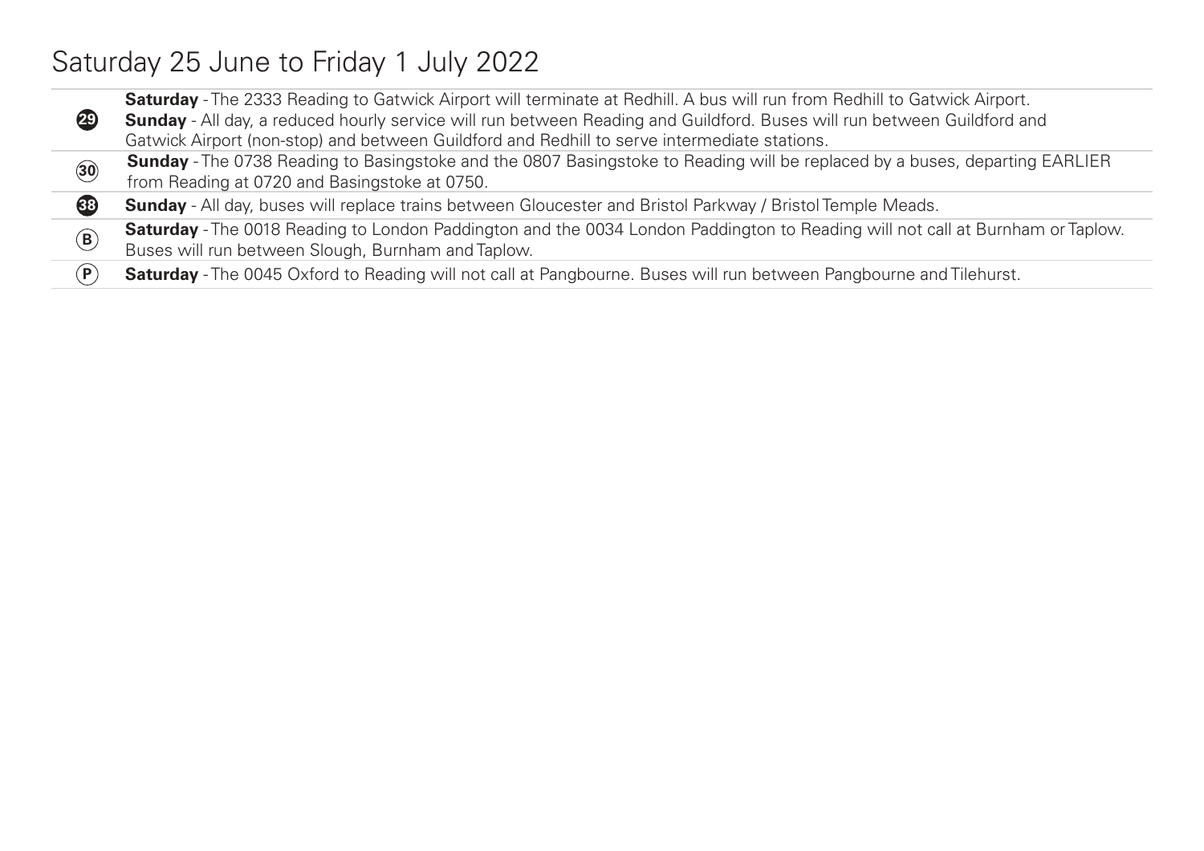# Saturday 25 June to Friday 1 July 2022

| | |
|---|---|
| 29 | **Saturday** - The 2333 Reading to Gatwick Airport will terminate at Redhill. A bus will run from Redhill to Gatwick Airport. **Sunday** - All day, a reduced hourly service will run between Reading and Guildford. Buses will run between Guildford and Gatwick Airport (non-stop) and between Guildford and Redhill to serve intermediate stations. |
| 30 | **Sunday** - The 0738 Reading to Basingstoke and the 0807 Basingstoke to Reading will be replaced by a buses, departing EARLIER from Reading at 0720 and Basingstoke at 0750. |
| 38 | **Sunday** - All day, buses will replace trains between Gloucester and Bristol Parkway / Bristol Temple Meads. |
| B | **Saturday** - The 0018 Reading to London Paddington and the 0034 London Paddington to Reading will not call at Burnham or Taplow. Buses will run between Slough, Burnham and Taplow. |
| P | **Saturday** - The 0045 Oxford to Reading will not call at Pangbourne. Buses will run between Pangbourne and Tilehurst. |